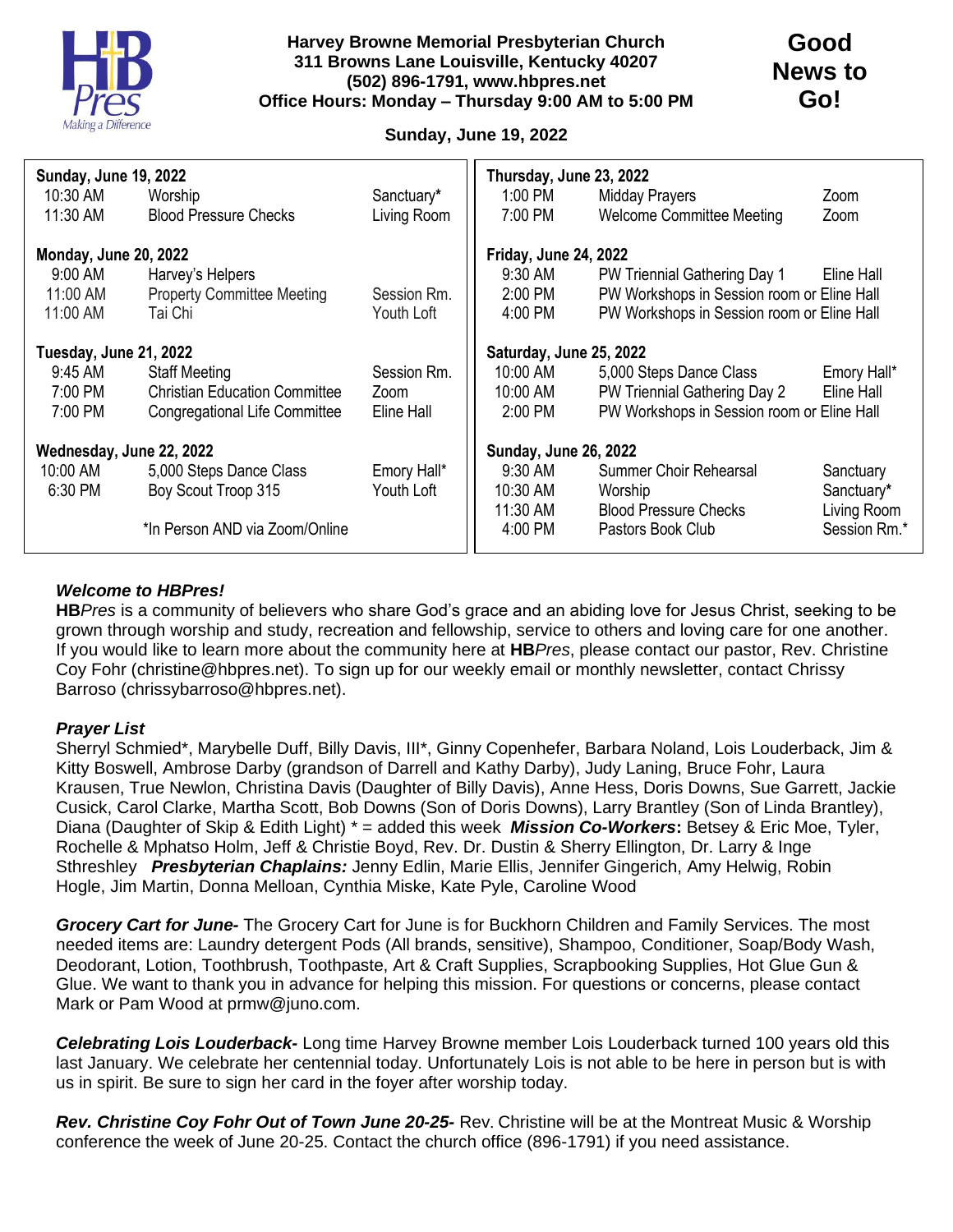**Harvey Browne Memorial Presbyterian Church**
**311 Browns Lane Louisville, Kentucky 40207**
**(502) 896-1791, www.hbpres.net**
**Office Hours: Monday – Thursday 9:00 AM to 5:00 PM**

# Good News to Go!

**Sunday, June 19, 2022**

| | | |
|---|---|---|
| **Sunday, June 19, 2022** | | |
| 10:30 AM | Worship | Sanctuary* |
| 11:30 AM | Blood Pressure Checks | Living Room |
| **Monday, June 20, 2022** | | |
| 9:00 AM | Harvey's Helpers | |
| 11:00 AM | Property Committee Meeting | Session Rm. |
| 11:00 AM | Tai Chi | Youth Loft |
| **Tuesday, June 21, 2022** | | |
| 9:45 AM | Staff Meeting | Session Rm. |
| 7:00 PM | Christian Education Committee | Zoom |
| 7:00 PM | Congregational Life Committee | Eline Hall |
| **Wednesday, June 22, 2022** | | |
| 10:00 AM | 5,000 Steps Dance Class | Emory Hall* |
| 6:30 PM | Boy Scout Troop 315 | Youth Loft |
| **Thursday, June 23, 2022** | | |
| 1:00 PM | Midday Prayers | Zoom |
| 7:00 PM | Welcome Committee Meeting | Zoom |
| **Friday, June 24, 2022** | | |
| 9:30 AM | PW Triennial Gathering Day 1 | Eline Hall |
| 2:00 PM | PW Workshops in Session room or Eline Hall | |
| 4:00 PM | PW Workshops in Session room or Eline Hall | |
| **Saturday, June 25, 2022** | | |
| 10:00 AM | 5,000 Steps Dance Class | Emory Hall* |
| 10:00 AM | PW Triennial Gathering Day 2 | Eline Hall |
| 2:00 PM | PW Workshops in Session room or Eline Hall | |
| **Sunday, June 26, 2022** | | |
| 9:30 AM | Summer Choir Rehearsal | Sanctuary |
| 10:30 AM | Worship | Sanctuary* |
| 11:30 AM | Blood Pressure Checks | Living Room |
| 4:00 PM | Pastors Book Club | Session Rm.* |

*In Person AND via Zoom/Online

***Welcome to HBPres!***

**HB***Pres* is a community of believers who share God's grace and an abiding love for Jesus Christ, seeking to be grown through worship and study, recreation and fellowship, service to others and loving care for one another. If you would like to learn more about the community here at **HB***Pres*, please contact our pastor, Rev. Christine Coy Fohr (christine@hbpres.net). To sign up for our weekly email or monthly newsletter, contact Chrissy Barroso (chrissybarroso@hbpres.net).

***Prayer List***

Sherryl Schmied*, Marybelle Duff, Billy Davis, III*, Ginny Copenhefer, Barbara Noland, Lois Louderback, Jim & Kitty Boswell, Ambrose Darby (grandson of Darrell and Kathy Darby), Judy Laning, Bruce Fohr, Laura Krausen, True Newlon, Christina Davis (Daughter of Billy Davis), Anne Hess, Doris Downs, Sue Garrett, Jackie Cusick, Carol Clarke, Martha Scott, Bob Downs (Son of Doris Downs), Larry Brantley (Son of Linda Brantley), Diana (Daughter of Skip & Edith Light) * = added this week ***Mission Co-Workers*****:** Betsey & Eric Moe, Tyler, Rochelle & Mphatso Holm, Jeff & Christie Boyd, Rev. Dr. Dustin & Sherry Ellington, Dr. Larry & Inge Sthreshley ***Presbyterian Chaplains:*** Jenny Edlin, Marie Ellis, Jennifer Gingerich, Amy Helwig, Robin Hogle, Jim Martin, Donna Melloan, Cynthia Miske, Kate Pyle, Caroline Wood

***Grocery Cart for June-*** The Grocery Cart for June is for Buckhorn Children and Family Services. The most needed items are: Laundry detergent Pods (All brands, sensitive), Shampoo, Conditioner, Soap/Body Wash, Deodorant, Lotion, Toothbrush, Toothpaste, Art & Craft Supplies, Scrapbooking Supplies, Hot Glue Gun & Glue. We want to thank you in advance for helping this mission. For questions or concerns, please contact Mark or Pam Wood at prmw@juno.com.

***Celebrating Lois Louderback-*** Long time Harvey Browne member Lois Louderback turned 100 years old this last January. We celebrate her centennial today. Unfortunately Lois is not able to be here in person but is with us in spirit. Be sure to sign her card in the foyer after worship today.

***Rev. Christine Coy Fohr Out of Town June 20-25-*** Rev. Christine will be at the Montreat Music & Worship conference the week of June 20-25. Contact the church office (896-1791) if you need assistance.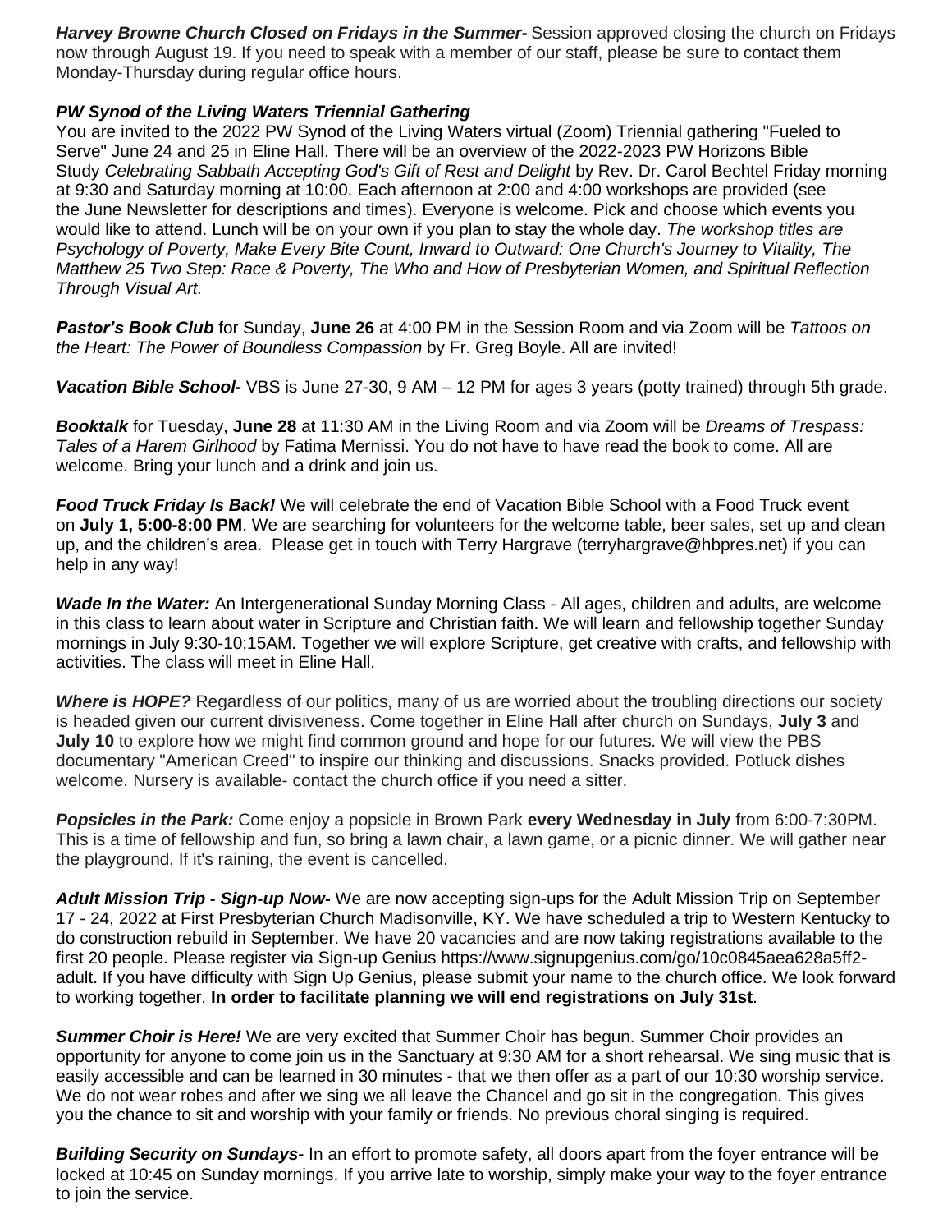***Harvey Browne Church Closed on Fridays in the Summer-*** Session approved closing the church on Fridays now through August 19. If you need to speak with a member of our staff, please be sure to contact them Monday-Thursday during regular office hours.

***PW Synod of the Living Waters Triennial Gathering***
You are invited to the 2022 PW Synod of the Living Waters virtual (Zoom) Triennial gathering "Fueled to Serve" June 24 and 25 in Eline Hall. There will be an overview of the 2022-2023 PW Horizons Bible Study *Celebrating Sabbath Accepting God's Gift of Rest and Delight* by Rev. Dr. Carol Bechtel Friday morning at 9:30 and Saturday morning at 10:00. Each afternoon at 2:00 and 4:00 workshops are provided (see the June Newsletter for descriptions and times). Everyone is welcome. Pick and choose which events you would like to attend. Lunch will be on your own if you plan to stay the whole day. *The workshop titles are Psychology of Poverty, Make Every Bite Count, Inward to Outward: One Church's Journey to Vitality, The Matthew 25 Two Step: Race & Poverty, The Who and How of Presbyterian Women, and Spiritual Reflection Through Visual Art.*

***Pastor's Book Club*** for Sunday, **June 26** at 4:00 PM in the Session Room and via Zoom will be *Tattoos on the Heart: The Power of Boundless Compassion* by Fr. Greg Boyle. All are invited!

***Vacation Bible School-*** VBS is June 27-30, 9 AM – 12 PM for ages 3 years (potty trained) through 5th grade.

***Booktalk*** for Tuesday, **June 28** at 11:30 AM in the Living Room and via Zoom will be *Dreams of Trespass: Tales of a Harem Girlhood* by Fatima Mernissi. You do not have to have read the book to come. All are welcome. Bring your lunch and a drink and join us.

***Food Truck Friday Is Back!*** We will celebrate the end of Vacation Bible School with a Food Truck event on **July 1, 5:00-8:00 PM**. We are searching for volunteers for the welcome table, beer sales, set up and clean up, and the children's area. Please get in touch with Terry Hargrave (terryhargrave@hbpres.net) if you can help in any way!

***Wade In the Water:*** An Intergenerational Sunday Morning Class - All ages, children and adults, are welcome in this class to learn about water in Scripture and Christian faith. We will learn and fellowship together Sunday mornings in July 9:30-10:15AM. Together we will explore Scripture, get creative with crafts, and fellowship with activities. The class will meet in Eline Hall.

***Where is HOPE?*** Regardless of our politics, many of us are worried about the troubling directions our society is headed given our current divisiveness. Come together in Eline Hall after church on Sundays, **July 3** and **July 10** to explore how we might find common ground and hope for our futures. We will view the PBS documentary "American Creed" to inspire our thinking and discussions. Snacks provided. Potluck dishes welcome. Nursery is available- contact the church office if you need a sitter.

***Popsicles in the Park:*** Come enjoy a popsicle in Brown Park **every Wednesday in July** from 6:00-7:30PM. This is a time of fellowship and fun, so bring a lawn chair, a lawn game, or a picnic dinner. We will gather near the playground. If it's raining, the event is cancelled.

***Adult Mission Trip - Sign-up Now-*** We are now accepting sign-ups for the Adult Mission Trip on September 17 - 24, 2022 at First Presbyterian Church Madisonville, KY. We have scheduled a trip to Western Kentucky to do construction rebuild in September. We have 20 vacancies and are now taking registrations available to the first 20 people. Please register via Sign-up Genius https://www.signupgenius.com/go/10c0845aea628a5ff2-adult. If you have difficulty with Sign Up Genius, please submit your name to the church office. We look forward to working together. **In order to facilitate planning we will end registrations on July 31st**.

***Summer Choir is Here!*** We are very excited that Summer Choir has begun. Summer Choir provides an opportunity for anyone to come join us in the Sanctuary at 9:30 AM for a short rehearsal. We sing music that is easily accessible and can be learned in 30 minutes - that we then offer as a part of our 10:30 worship service. We do not wear robes and after we sing we all leave the Chancel and go sit in the congregation. This gives you the chance to sit and worship with your family or friends. No previous choral singing is required.

***Building Security on Sundays-*** In an effort to promote safety, all doors apart from the foyer entrance will be locked at 10:45 on Sunday mornings. If you arrive late to worship, simply make your way to the foyer entrance to join the service.